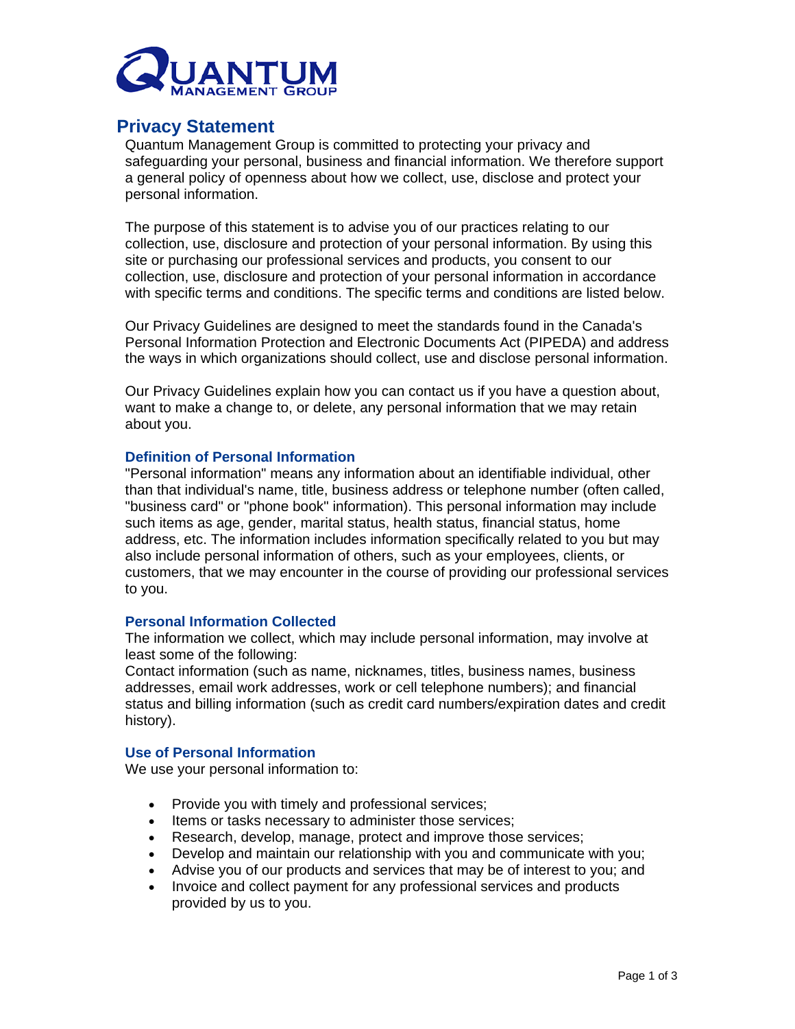# QUANTUM MANAGEMENT GROUP

## Privacy Statement

Quantum Management Group is committed to protecting your privacy and safeguarding your personal, business and financial information. We therefore support a general policy of openness about how we collect, use, disclose and protect your personal information.

The purpose of this statement is to advise you of our practices relating to our collection, use, disclosure and protection of your personal information. By using this site or purchasing our professional services and products, you consent to our collection, use, disclosure and protection of your personal information in accordance with specific terms and conditions. The specific terms and conditions are listed below.

Our Privacy Guidelines are designed to meet the standards found in the Canada's Personal Information Protection and Electronic Documents Act (PIPEDA) and address the ways in which organizations should collect, use and disclose personal information.

Our Privacy Guidelines explain how you can contact us if you have a question about, want to make a change to, or delete, any personal information that we may retain about you.

### Definition of Personal Information

"Personal information" means any information about an identifiable individual, other than that individual's name, title, business address or telephone number (often called, "business card" or "phone book" information). This personal information may include such items as age, gender, marital status, health status, financial status, home address, etc. The information includes information specifically related to you but may also include personal information of others, such as your employees, clients, or customers, that we may encounter in the course of providing our professional services to you.

### Personal Information Collected

The information we collect, which may include personal information, may involve at least some of the following:
Contact information (such as name, nicknames, titles, business names, business addresses, email work addresses, work or cell telephone numbers); and financial status and billing information (such as credit card numbers/expiration dates and credit history).

### Use of Personal Information

We use your personal information to:

- Provide you with timely and professional services;
- Items or tasks necessary to administer those services;
- Research, develop, manage, protect and improve those services;
- Develop and maintain our relationship with you and communicate with you;
- Advise you of our products and services that may be of interest to you; and
- Invoice and collect payment for any professional services and products provided by us to you.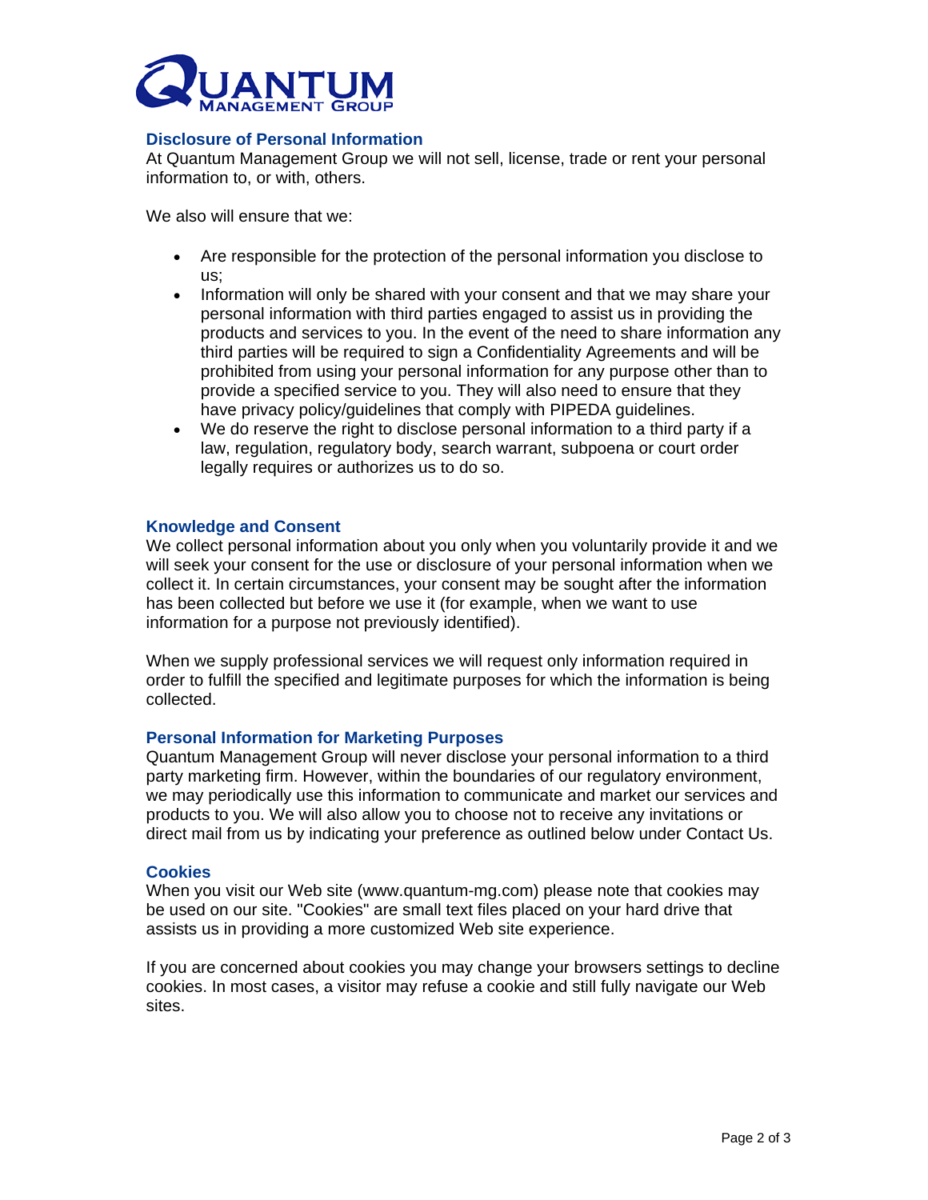## Disclosure of Personal Information

At Quantum Management Group we will not sell, license, trade or rent your personal information to, or with, others.

We also will ensure that we:

- Are responsible for the protection of the personal information you disclose to us;
- Information will only be shared with your consent and that we may share your personal information with third parties engaged to assist us in providing the products and services to you. In the event of the need to share information any third parties will be required to sign a Confidentiality Agreements and will be prohibited from using your personal information for any purpose other than to provide a specified service to you. They will also need to ensure that they have privacy policy/guidelines that comply with PIPEDA guidelines.
- We do reserve the right to disclose personal information to a third party if a law, regulation, regulatory body, search warrant, subpoena or court order legally requires or authorizes us to do so.

## Knowledge and Consent

We collect personal information about you only when you voluntarily provide it and we will seek your consent for the use or disclosure of your personal information when we collect it. In certain circumstances, your consent may be sought after the information has been collected but before we use it (for example, when we want to use information for a purpose not previously identified).

When we supply professional services we will request only information required in order to fulfill the specified and legitimate purposes for which the information is being collected.

## Personal Information for Marketing Purposes

Quantum Management Group will never disclose your personal information to a third party marketing firm. However, within the boundaries of our regulatory environment, we may periodically use this information to communicate and market our services and products to you. We will also allow you to choose not to receive any invitations or direct mail from us by indicating your preference as outlined below under Contact Us.

## Cookies

When you visit our Web site (www.quantum-mg.com) please note that cookies may be used on our site. "Cookies" are small text files placed on your hard drive that assists us in providing a more customized Web site experience.

If you are concerned about cookies you may change your browsers settings to decline cookies. In most cases, a visitor may refuse a cookie and still fully navigate our Web sites.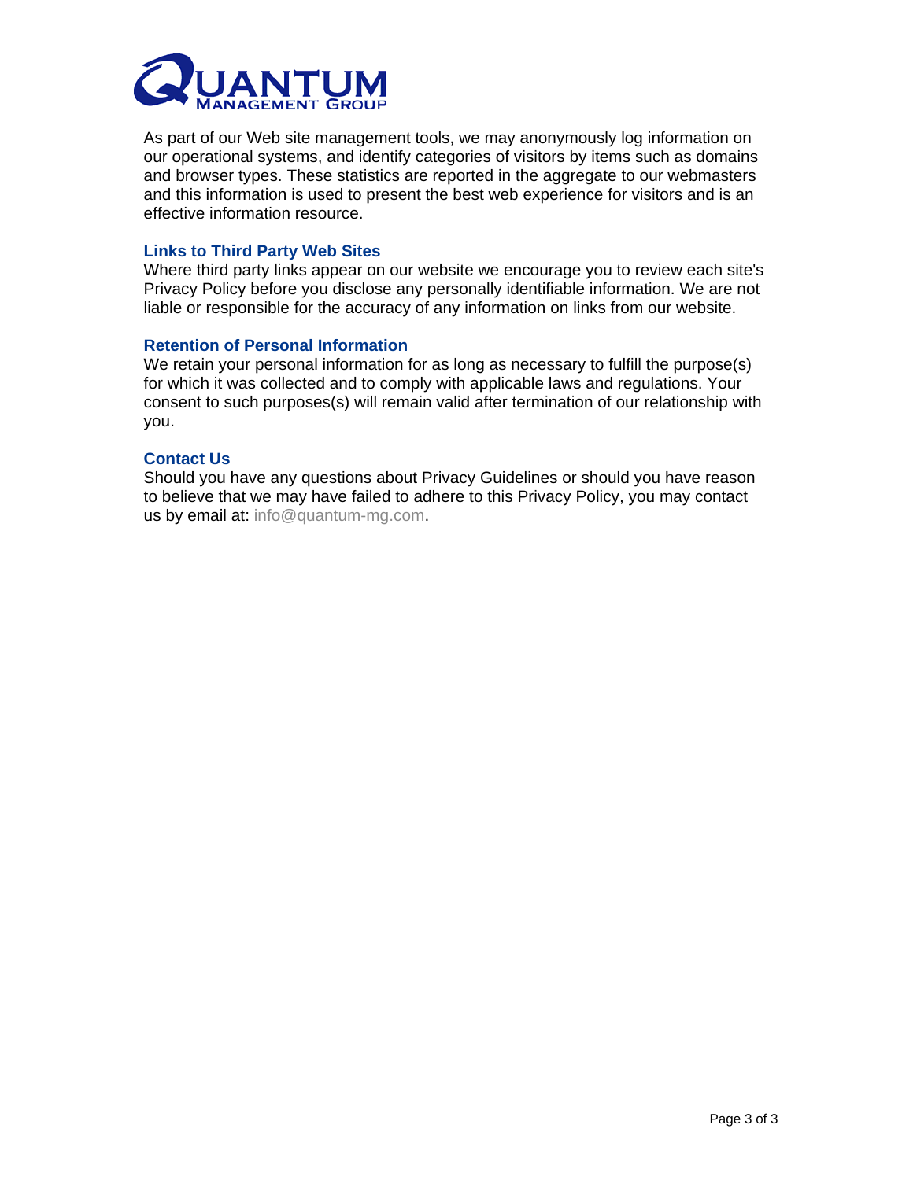As part of our Web site management tools, we may anonymously log information on our operational systems, and identify categories of visitors by items such as domains and browser types. These statistics are reported in the aggregate to our webmasters and this information is used to present the best web experience for visitors and is an effective information resource.

### Links to Third Party Web Sites

Where third party links appear on our website we encourage you to review each site's Privacy Policy before you disclose any personally identifiable information. We are not liable or responsible for the accuracy of any information on links from our website.

### Retention of Personal Information

We retain your personal information for as long as necessary to fulfill the purpose(s) for which it was collected and to comply with applicable laws and regulations. Your consent to such purposes(s) will remain valid after termination of our relationship with you.

### Contact Us

Should you have any questions about Privacy Guidelines or should you have reason to believe that we may have failed to adhere to this Privacy Policy, you may contact us by email at: info@quantum-mg.com.